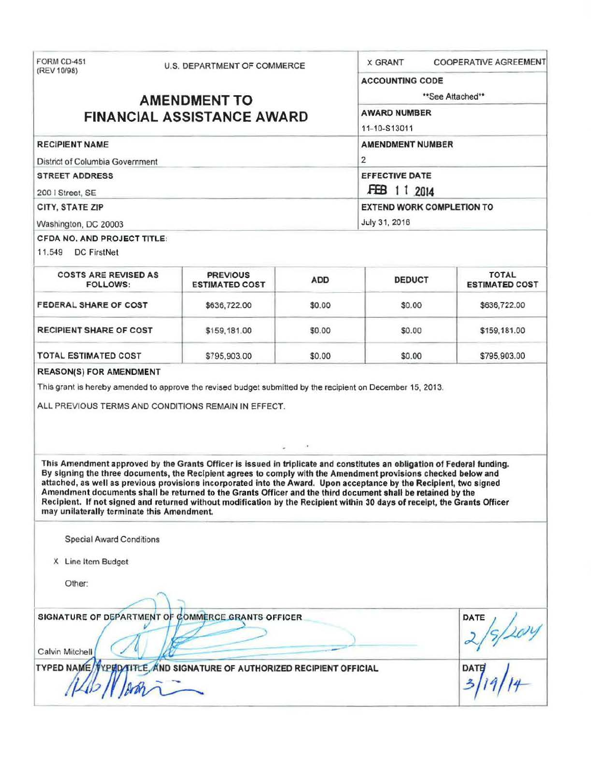FORM CD-451
(REV 10/98)

U.S. DEPARTMENT OF COMMERCE

# AMENDMENT TO FINANCIAL ASSISTANCE AWARD

X GRANT    COOPERATIVE AGREEMENT

**ACCOUNTING CODE**
**See Attached**

**AWARD NUMBER**
11-10-S13011

**RECIPIENT NAME**
District of Columbia Government

**AMENDMENT NUMBER**
2

**STREET ADDRESS**
200 I Street, SE

**EFFECTIVE DATE**
FEB 11 2014

**CITY, STATE ZIP**
Washington, DC 20003

**EXTEND WORK COMPLETION TO**
July 31, 2016

**CFDA NO. AND PROJECT TITLE:**
11.549 DC FirstNet

| COSTS ARE REVISED AS FOLLOWS: | PREVIOUS ESTIMATED COST | ADD | DEDUCT | TOTAL ESTIMATED COST |
|---|---|---|---|---|
| FEDERAL SHARE OF COST | $636,722.00 | $0.00 | $0.00 | $636,722.00 |
| RECIPIENT SHARE OF COST | $159,181.00 | $0.00 | $0.00 | $159,181.00 |
| TOTAL ESTIMATED COST | $795,903.00 | $0.00 | $0.00 | $795,903.00 |

**REASON(S) FOR AMENDMENT**

This grant is hereby amended to approve the revised budget submitted by the recipient on December 15, 2013.

ALL PREVIOUS TERMS AND CONDITIONS REMAIN IN EFFECT.

**This Amendment approved by the Grants Officer is issued in triplicate and constitutes an obligation of Federal funding. By signing the three documents, the Recipient agrees to comply with the Amendment provisions checked below and attached, as well as previous provisions incorporated into the Award. Upon acceptance by the Recipient, two signed Amendment documents shall be returned to the Grants Officer and the third document shall be retained by the Recipient. If not signed and returned without modification by the Recipient within 30 days of receipt, the Grants Officer may unilaterally terminate this Amendment.**

Special Award Conditions

X Line Item Budget

Other:

**SIGNATURE OF DEPARTMENT OF COMMERCE GRANTS OFFICER**
Calvin Mitchell

**DATE**
2/5/2014

**TYPED NAME, TYPED TITLE, AND SIGNATURE OF AUTHORIZED RECIPIENT OFFICIAL**

**DATE**
3/19/14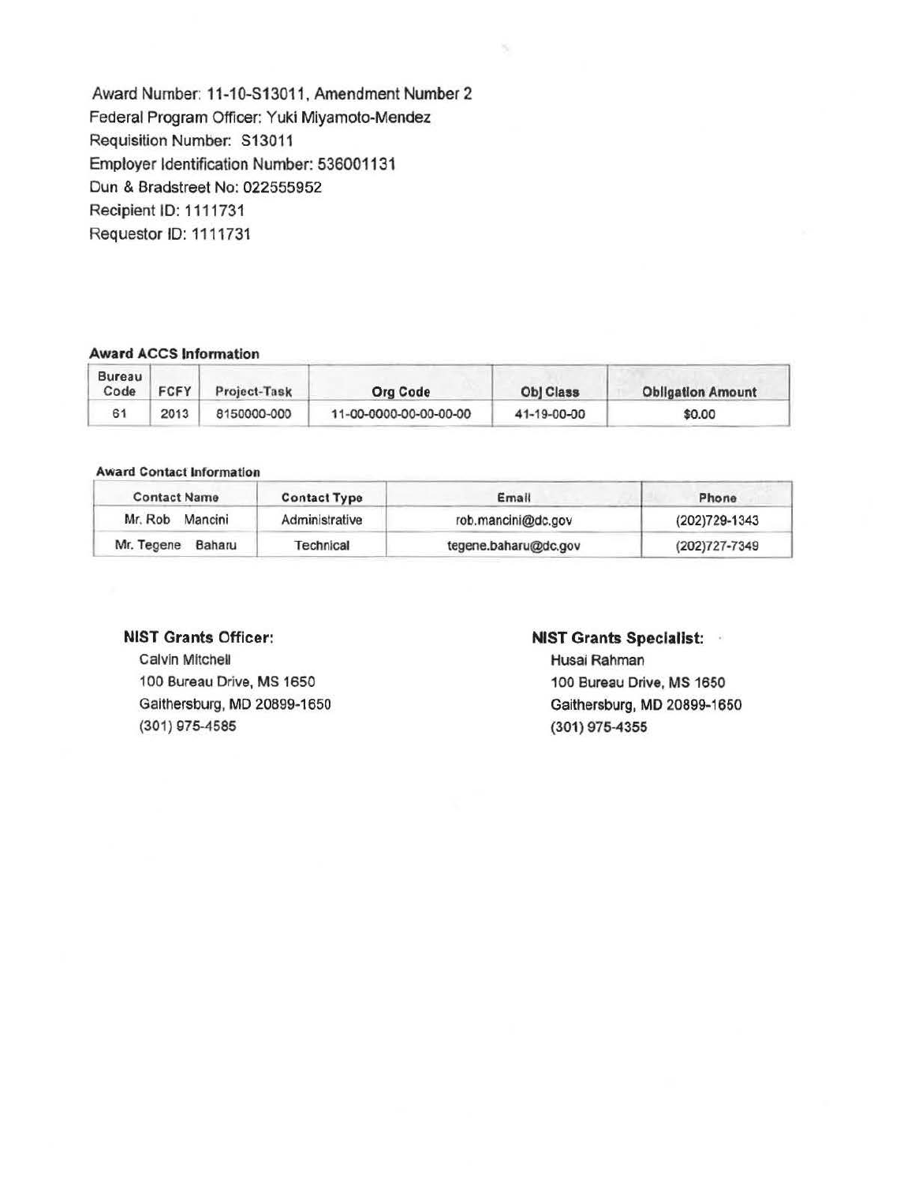Award Number: 11-10-S13011, Amendment Number 2
Federal Program Officer: Yuki Miyamoto-Mendez
Requisition Number: S13011
Employer Identification Number: 536001131
Dun & Bradstreet No: 022555952
Recipient ID: 1111731
Requestor ID: 1111731

**Award ACCS Information**

| Bureau Code | FCFY | Project-Task | Org Code | Obj Class | Obligation Amount |
|---|---|---|---|---|---|
| 61 | 2013 | 8150000-000 | 11-00-0000-00-00-00-00 | 41-19-00-00 | $0.00 |

**Award Contact Information**

| Contact Name | Contact Type | Email | Phone |
|---|---|---|---|
| Mr. Rob Mancini | Administrative | rob.mancini@dc.gov | (202)729-1343 |
| Mr. Tegene Baharu | Technical | tegene.baharu@dc.gov | (202)727-7349 |

**NIST Grants Officer:**
Calvin Mitchell
100 Bureau Drive, MS 1650
Gaithersburg, MD 20899-1650
(301) 975-4585

**NIST Grants Specialist:**
Husai Rahman
100 Bureau Drive, MS 1650
Gaithersburg, MD 20899-1650
(301) 975-4355